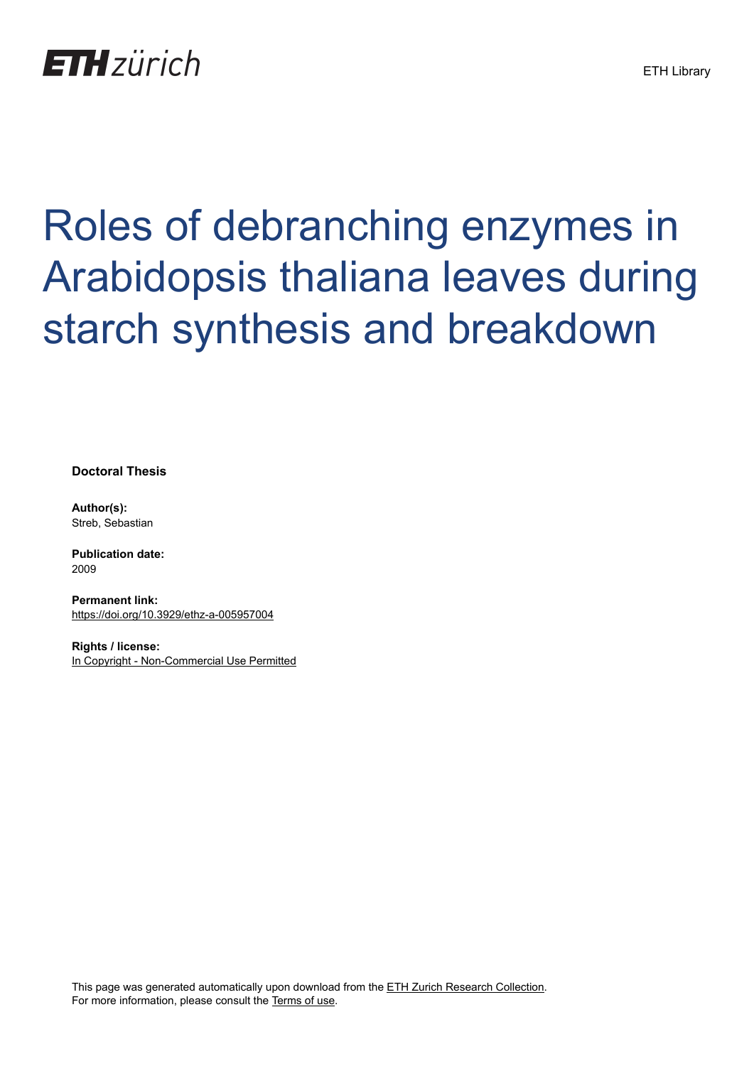ETH zürich

ETH Library

# Roles of debranching enzymes in Arabidopsis thaliana leaves during starch synthesis and breakdown

**Doctoral Thesis**

**Author(s):**
Streb, Sebastian

**Publication date:**
2009

**Permanent link:**
https://doi.org/10.3929/ethz-a-005957004

**Rights / license:**
In Copyright - Non-Commercial Use Permitted

This page was generated automatically upon download from the ETH Zurich Research Collection.
For more information, please consult the Terms of use.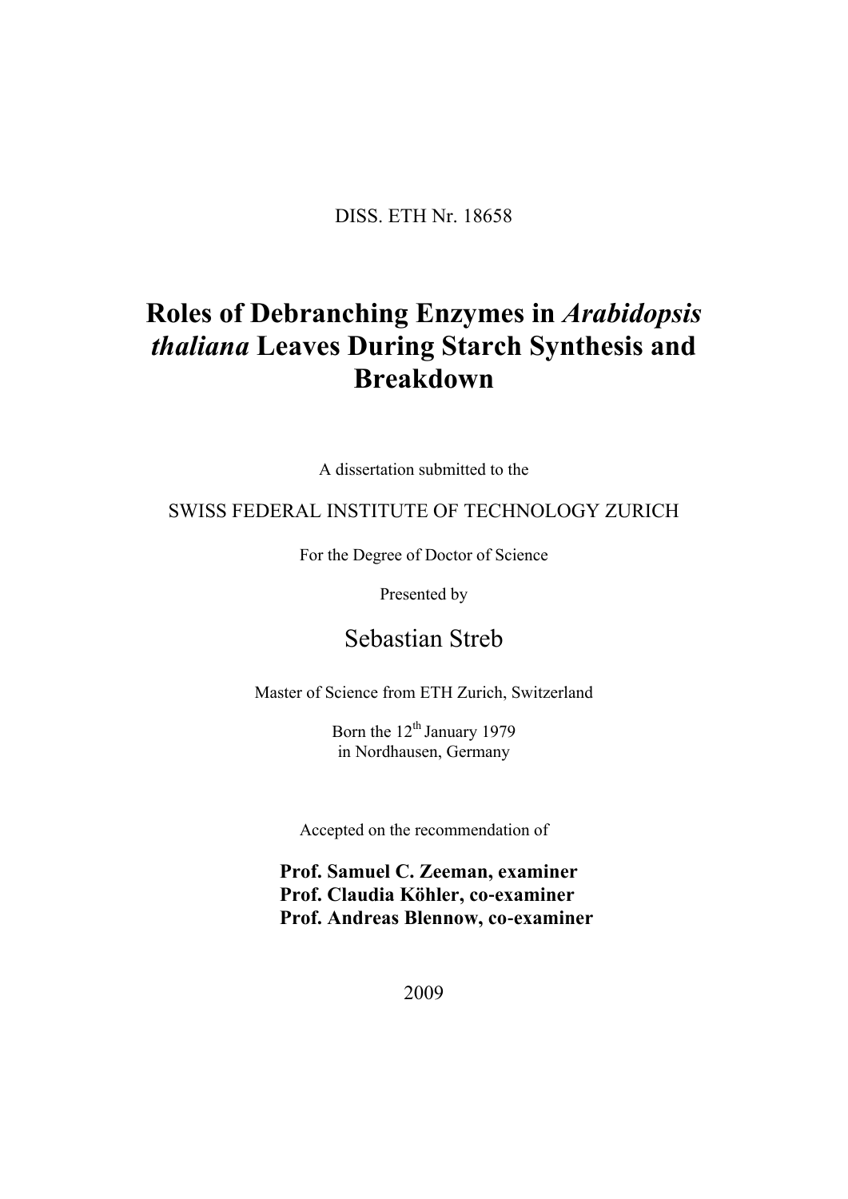DISS. ETH Nr. 18658

# Roles of Debranching Enzymes in *Arabidopsis thaliana* Leaves During Starch Synthesis and Breakdown

A dissertation submitted to the

SWISS FEDERAL INSTITUTE OF TECHNOLOGY ZURICH

For the Degree of Doctor of Science

Presented by

Sebastian Streb

Master of Science from ETH Zurich, Switzerland

Born the 12th January 1979
in Nordhausen, Germany

Accepted on the recommendation of

**Prof. Samuel C. Zeeman, examiner**
**Prof. Claudia Köhler, co-examiner**
**Prof. Andreas Blennow, co-examiner**

2009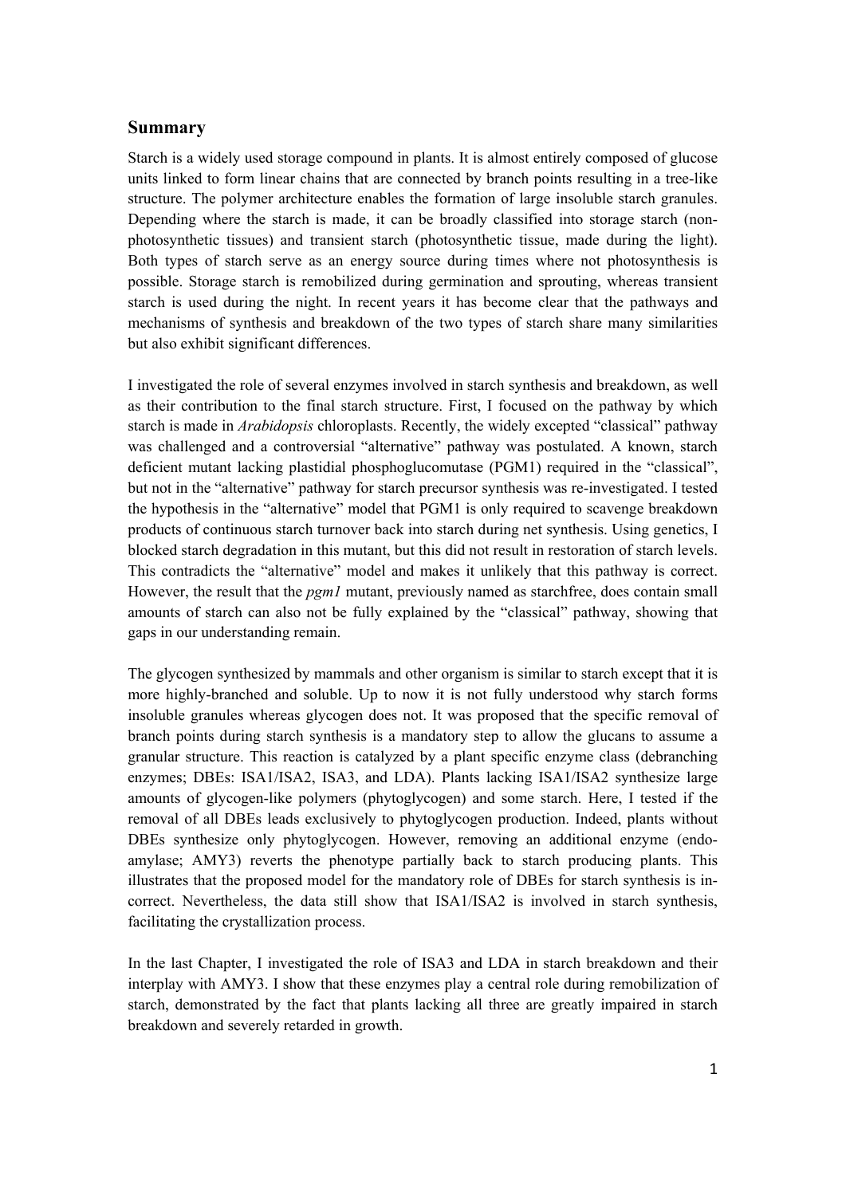## Summary

Starch is a widely used storage compound in plants. It is almost entirely composed of glucose units linked to form linear chains that are connected by branch points resulting in a tree-like structure. The polymer architecture enables the formation of large insoluble starch granules. Depending where the starch is made, it can be broadly classified into storage starch (non-photosynthetic tissues) and transient starch (photosynthetic tissue, made during the light). Both types of starch serve as an energy source during times where not photosynthesis is possible. Storage starch is remobilized during germination and sprouting, whereas transient starch is used during the night. In recent years it has become clear that the pathways and mechanisms of synthesis and breakdown of the two types of starch share many similarities but also exhibit significant differences.

I investigated the role of several enzymes involved in starch synthesis and breakdown, as well as their contribution to the final starch structure. First, I focused on the pathway by which starch is made in *Arabidopsis* chloroplasts. Recently, the widely excepted "classical" pathway was challenged and a controversial "alternative" pathway was postulated. A known, starch deficient mutant lacking plastidial phosphoglucomutase (PGM1) required in the "classical", but not in the "alternative" pathway for starch precursor synthesis was re-investigated. I tested the hypothesis in the "alternative" model that PGM1 is only required to scavenge breakdown products of continuous starch turnover back into starch during net synthesis. Using genetics, I blocked starch degradation in this mutant, but this did not result in restoration of starch levels. This contradicts the "alternative" model and makes it unlikely that this pathway is correct. However, the result that the *pgm1* mutant, previously named as starchfree, does contain small amounts of starch can also not be fully explained by the "classical" pathway, showing that gaps in our understanding remain.

The glycogen synthesized by mammals and other organism is similar to starch except that it is more highly-branched and soluble. Up to now it is not fully understood why starch forms insoluble granules whereas glycogen does not. It was proposed that the specific removal of branch points during starch synthesis is a mandatory step to allow the glucans to assume a granular structure. This reaction is catalyzed by a plant specific enzyme class (debranching enzymes; DBEs: ISA1/ISA2, ISA3, and LDA). Plants lacking ISA1/ISA2 synthesize large amounts of glycogen-like polymers (phytoglycogen) and some starch. Here, I tested if the removal of all DBEs leads exclusively to phytoglycogen production. Indeed, plants without DBEs synthesize only phytoglycogen. However, removing an additional enzyme (endo-amylase; AMY3) reverts the phenotype partially back to starch producing plants. This illustrates that the proposed model for the mandatory role of DBEs for starch synthesis is in-correct. Nevertheless, the data still show that ISA1/ISA2 is involved in starch synthesis, facilitating the crystallization process.

In the last Chapter, I investigated the role of ISA3 and LDA in starch breakdown and their interplay with AMY3. I show that these enzymes play a central role during remobilization of starch, demonstrated by the fact that plants lacking all three are greatly impaired in starch breakdown and severely retarded in growth.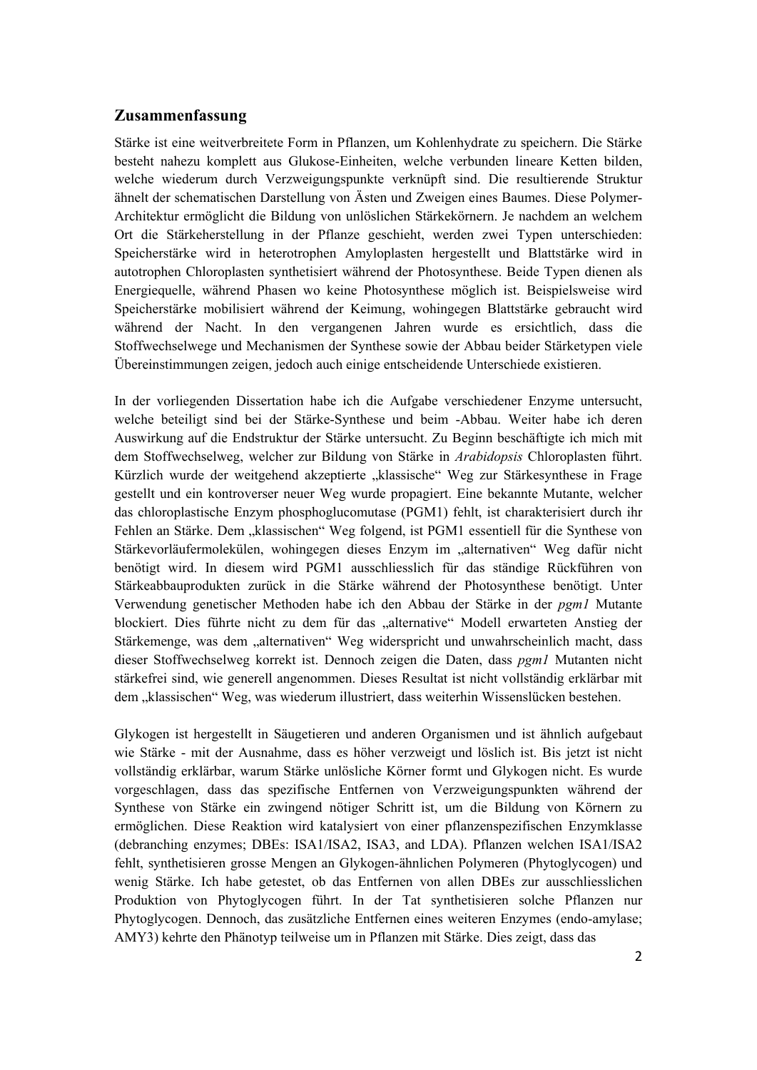## Zusammenfassung

Stärke ist eine weitverbreitete Form in Pflanzen, um Kohlenhydrate zu speichern. Die Stärke besteht nahezu komplett aus Glukose-Einheiten, welche verbunden lineare Ketten bilden, welche wiederum durch Verzweigungspunkte verknüpft sind. Die resultierende Struktur ähnelt der schematischen Darstellung von Ästen und Zweigen eines Baumes. Diese Polymer-Architektur ermöglicht die Bildung von unlöslichen Stärkekörnern. Je nachdem an welchem Ort die Stärkeherstellung in der Pflanze geschieht, werden zwei Typen unterschieden: Speicherstärke wird in heterotrophen Amyloplasten hergestellt und Blattstärke wird in autotrophen Chloroplasten synthetisiert während der Photosynthese. Beide Typen dienen als Energiequelle, während Phasen wo keine Photosynthese möglich ist. Beispielsweise wird Speicherstärke mobilisiert während der Keimung, wohingegen Blattstärke gebraucht wird während der Nacht. In den vergangenen Jahren wurde es ersichtlich, dass die Stoffwechselwege und Mechanismen der Synthese sowie der Abbau beider Stärketypen viele Übereinstimmungen zeigen, jedoch auch einige entscheidende Unterschiede existieren.

In der vorliegenden Dissertation habe ich die Aufgabe verschiedener Enzyme untersucht, welche beteiligt sind bei der Stärke-Synthese und beim -Abbau. Weiter habe ich deren Auswirkung auf die Endstruktur der Stärke untersucht. Zu Beginn beschäftigte ich mich mit dem Stoffwechselweg, welcher zur Bildung von Stärke in *Arabidopsis* Chloroplasten führt. Kürzlich wurde der weitgehend akzeptierte „klassische" Weg zur Stärkesynthese in Frage gestellt und ein kontroverser neuer Weg wurde propagiert. Eine bekannte Mutante, welcher das chloroplastische Enzym phosphoglucomutase (PGM1) fehlt, ist charakterisiert durch ihr Fehlen an Stärke. Dem „klassischen" Weg folgend, ist PGM1 essentiell für die Synthese von Stärkevorläufermolekülen, wohingegen dieses Enzym im „alternativen" Weg dafür nicht benötigt wird. In diesem wird PGM1 ausschliesslich für das ständige Rückführen von Stärkeabbauprodukten zurück in die Stärke während der Photosynthese benötigt. Unter Verwendung genetischer Methoden habe ich den Abbau der Stärke in der *pgm1* Mutante blockiert. Dies führte nicht zu dem für das „alternative" Modell erwarteten Anstieg der Stärkemenge, was dem „alternativen" Weg widerspricht und unwahrscheinlich macht, dass dieser Stoffwechselweg korrekt ist. Dennoch zeigen die Daten, dass *pgm1* Mutanten nicht stärkefrei sind, wie generell angenommen. Dieses Resultat ist nicht vollständig erklärbar mit dem „klassischen" Weg, was wiederum illustriert, dass weiterhin Wissenslücken bestehen.

Glykogen ist hergestellt in Säugetieren und anderen Organismen und ist ähnlich aufgebaut wie Stärke - mit der Ausnahme, dass es höher verzweigt und löslich ist. Bis jetzt ist nicht vollständig erklärbar, warum Stärke unlösliche Körner formt und Glykogen nicht. Es wurde vorgeschlagen, dass das spezifische Entfernen von Verzweigungspunkten während der Synthese von Stärke ein zwingend nötiger Schritt ist, um die Bildung von Körnern zu ermöglichen. Diese Reaktion wird katalysiert von einer pflanzenspezifischen Enzymklasse (debranching enzymes; DBEs: ISA1/ISA2, ISA3, and LDA). Pflanzen welchen ISA1/ISA2 fehlt, synthetisieren grosse Mengen an Glykogen-ähnlichen Polymeren (Phytoglycogen) und wenig Stärke. Ich habe getestet, ob das Entfernen von allen DBEs zur ausschliesslichen Produktion von Phytoglycogen führt. In der Tat synthetisieren solche Pflanzen nur Phytoglycogen. Dennoch, das zusätzliche Entfernen eines weiteren Enzymes (endo-amylase; AMY3) kehrte den Phänotyp teilweise um in Pflanzen mit Stärke. Dies zeigt, dass das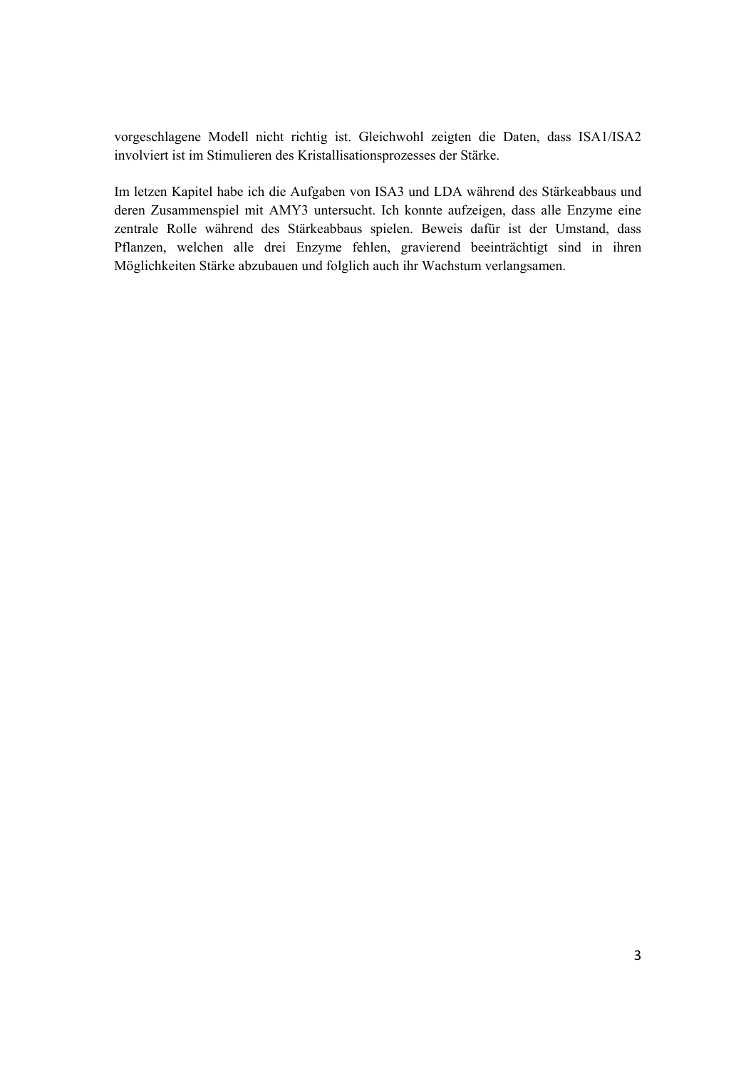vorgeschlagene Modell nicht richtig ist. Gleichwohl zeigten die Daten, dass ISA1/ISA2 involviert ist im Stimulieren des Kristallisationsprozesses der Stärke.

Im letzen Kapitel habe ich die Aufgaben von ISA3 und LDA während des Stärkeabbaus und deren Zusammenspiel mit AMY3 untersucht. Ich konnte aufzeigen, dass alle Enzyme eine zentrale Rolle während des Stärkeabbaus spielen. Beweis dafür ist der Umstand, dass Pflanzen, welchen alle drei Enzyme fehlen, gravierend beeinträchtigt sind in ihren Möglichkeiten Stärke abzubauen und folglich auch ihr Wachstum verlangsamen.